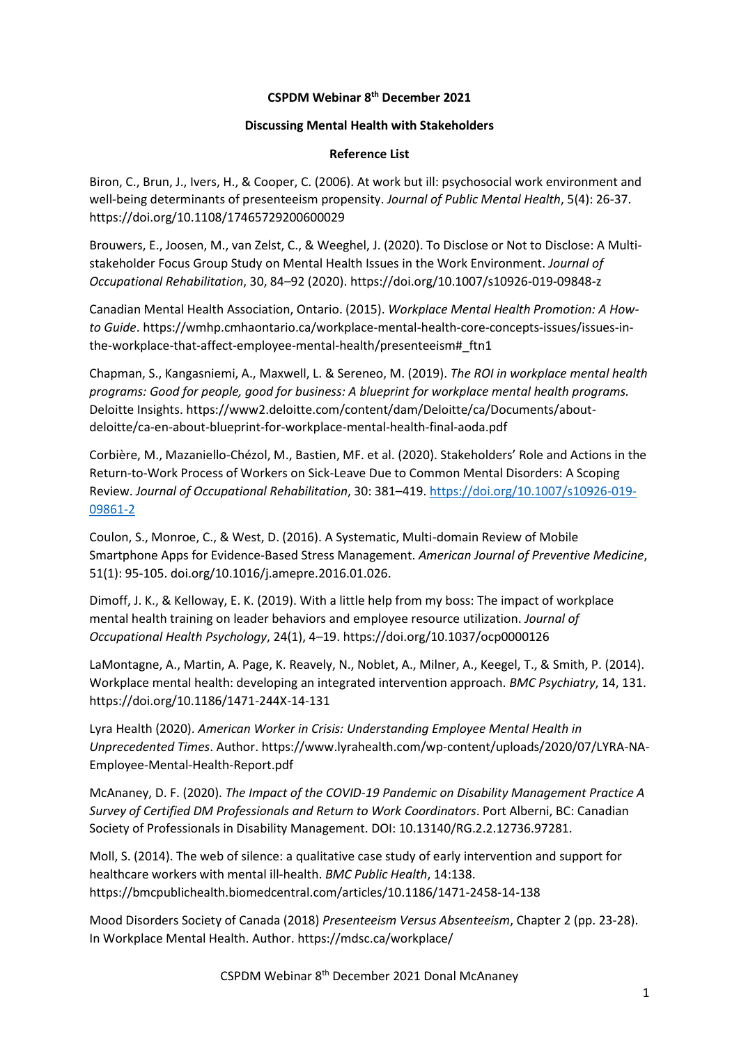**CSPDM Webinar 8th December 2021**

**Discussing Mental Health with Stakeholders**

**Reference List**

Biron, C., Brun, J., Ivers, H., & Cooper, C. (2006). At work but ill: psychosocial work environment and well-being determinants of presenteeism propensity. *Journal of Public Mental Health*, 5(4): 26-37. https://doi.org/10.1108/17465729200600029

Brouwers, E., Joosen, M., van Zelst, C., & Weeghel, J. (2020). To Disclose or Not to Disclose: A Multi-stakeholder Focus Group Study on Mental Health Issues in the Work Environment. *Journal of Occupational Rehabilitation*, 30, 84–92 (2020). https://doi.org/10.1007/s10926-019-09848-z

Canadian Mental Health Association, Ontario. (2015). *Workplace Mental Health Promotion: A How-to Guide*. https://wmhp.cmhaontario.ca/workplace-mental-health-core-concepts-issues/issues-in-the-workplace-that-affect-employee-mental-health/presenteeism#_ftn1

Chapman, S., Kangasniemi, A., Maxwell, L. & Sereneo, M. (2019). *The ROI in workplace mental health programs: Good for people, good for business: A blueprint for workplace mental health programs.* Deloitte Insights. https://www2.deloitte.com/content/dam/Deloitte/ca/Documents/about-deloitte/ca-en-about-blueprint-for-workplace-mental-health-final-aoda.pdf

Corbière, M., Mazaniello-Chézol, M., Bastien, MF. et al. (2020). Stakeholders' Role and Actions in the Return-to-Work Process of Workers on Sick-Leave Due to Common Mental Disorders: A Scoping Review. *Journal of Occupational Rehabilitation*, 30: 381–419. https://doi.org/10.1007/s10926-019-09861-2

Coulon, S., Monroe, C., & West, D. (2016). A Systematic, Multi-domain Review of Mobile Smartphone Apps for Evidence-Based Stress Management. *American Journal of Preventive Medicine*, 51(1): 95-105. doi.org/10.1016/j.amepre.2016.01.026.

Dimoff, J. K., & Kelloway, E. K. (2019). With a little help from my boss: The impact of workplace mental health training on leader behaviors and employee resource utilization. *Journal of Occupational Health Psychology*, 24(1), 4–19. https://doi.org/10.1037/ocp0000126

LaMontagne, A., Martin, A. Page, K. Reavely, N., Noblet, A., Milner, A., Keegel, T., & Smith, P. (2014). Workplace mental health: developing an integrated intervention approach. *BMC Psychiatry*, 14, 131. https://doi.org/10.1186/1471-244X-14-131

Lyra Health (2020). *American Worker in Crisis: Understanding Employee Mental Health in Unprecedented Times*. Author. https://www.lyrahealth.com/wp-content/uploads/2020/07/LYRA-NA-Employee-Mental-Health-Report.pdf

McAnaney, D. F. (2020). *The Impact of the COVID-19 Pandemic on Disability Management Practice A Survey of Certified DM Professionals and Return to Work Coordinators*. Port Alberni, BC: Canadian Society of Professionals in Disability Management. DOI: 10.13140/RG.2.2.12736.97281.

Moll, S. (2014). The web of silence: a qualitative case study of early intervention and support for healthcare workers with mental ill-health. *BMC Public Health*, 14:138. https://bmcpublichealth.biomedcentral.com/articles/10.1186/1471-2458-14-138

Mood Disorders Society of Canada (2018) *Presenteeism Versus Absenteeism*, Chapter 2 (pp. 23-28). In Workplace Mental Health. Author. https://mdsc.ca/workplace/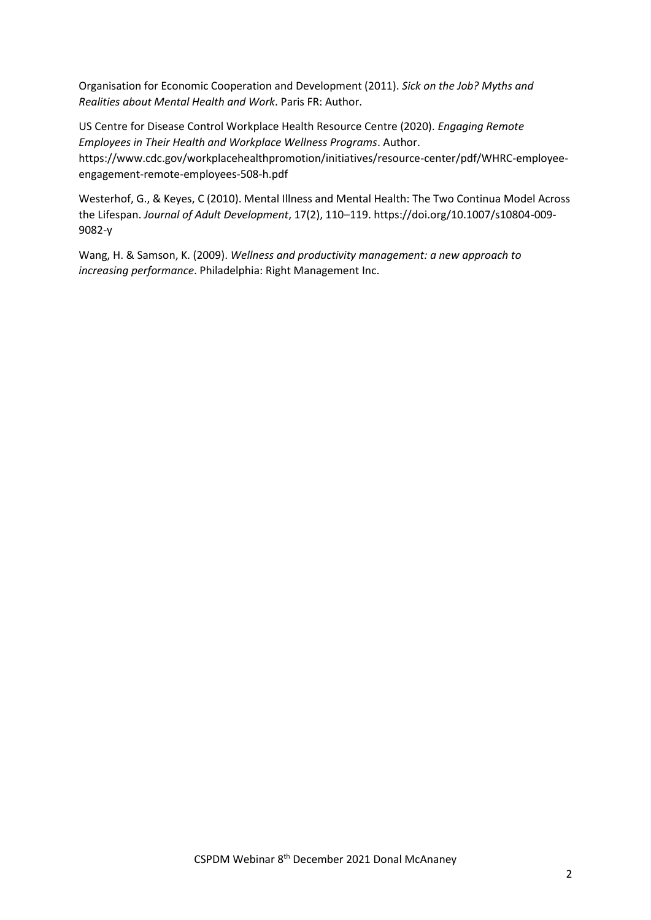Organisation for Economic Cooperation and Development (2011). *Sick on the Job? Myths and Realities about Mental Health and Work*. Paris FR: Author.

US Centre for Disease Control Workplace Health Resource Centre (2020). *Engaging Remote Employees in Their Health and Workplace Wellness Programs*. Author. https://www.cdc.gov/workplacehealthpromotion/initiatives/resource-center/pdf/WHRC-employee-engagement-remote-employees-508-h.pdf

Westerhof, G., & Keyes, C (2010). Mental Illness and Mental Health: The Two Continua Model Across the Lifespan. *Journal of Adult Development*, 17(2), 110–119. https://doi.org/10.1007/s10804-009-9082-y

Wang, H. & Samson, K. (2009). *Wellness and productivity management: a new approach to increasing performance*. Philadelphia: Right Management Inc.